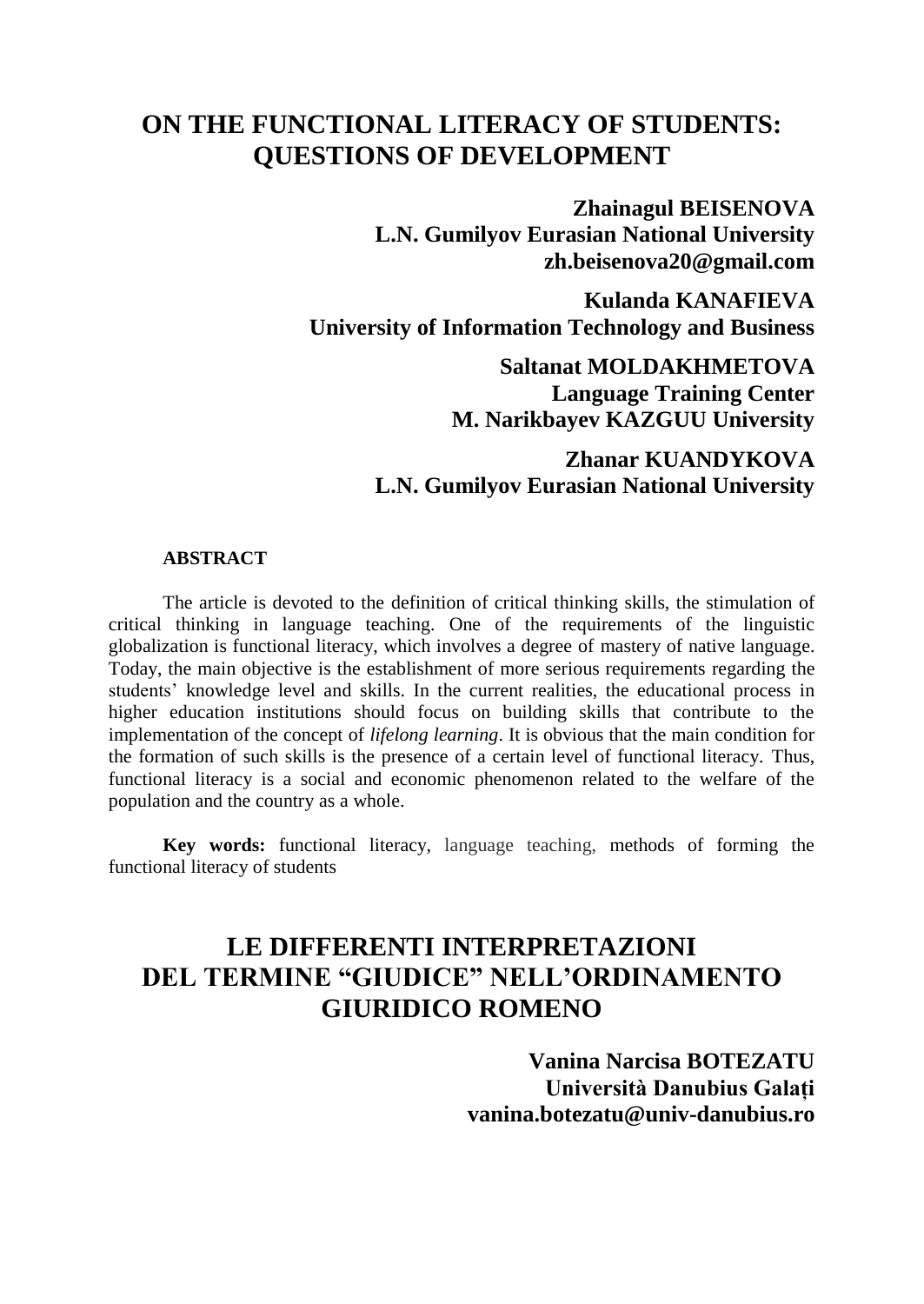# ON THE FUNCTIONAL LITERACY OF STUDENTS: QUESTIONS OF DEVELOPMENT

**Zhainagul BEISENOVA**
**L.N. Gumilyov Eurasian National University**
**zh.beisenova20@gmail.com**

**Kulanda KANAFIEVA**
**University of Information Technology and Business**

**Saltanat MOLDAKHMETOVA**
**Language Training Center**
**M. Narikbayev KAZGUU University**

**Zhanar KUANDYKOVA**
**L.N. Gumilyov Eurasian National University**

**ABSTRACT**

The article is devoted to the definition of critical thinking skills, the stimulation of critical thinking in language teaching. One of the requirements of the linguistic globalization is functional literacy, which involves a degree of mastery of native language. Today, the main objective is the establishment of more serious requirements regarding the students' knowledge level and skills. In the current realities, the educational process in higher education institutions should focus on building skills that contribute to the implementation of the concept of *lifelong learning*. It is obvious that the main condition for the formation of such skills is the presence of a certain level of functional literacy. Thus, functional literacy is a social and economic phenomenon related to the welfare of the population and the country as a whole.

**Key words:** functional literacy, language teaching, methods of forming the functional literacy of students

# LE DIFFERENTI INTERPRETAZIONI DEL TERMINE "GIUDICE" NELL'ORDINAMENTO GIURIDICO ROMENO

**Vanina Narcisa BOTEZATU**
**Università Danubius Galați**
**vanina.botezatu@univ-danubius.ro**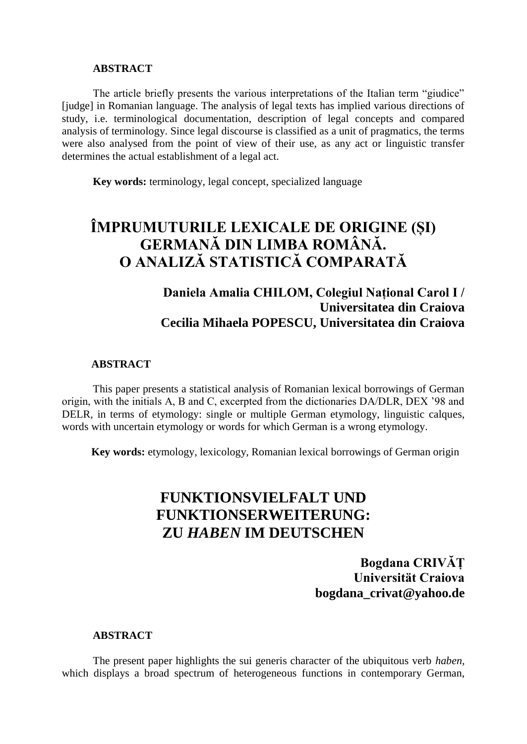**ABSTRACT**

The article briefly presents the various interpretations of the Italian term "giudice" [judge] in Romanian language. The analysis of legal texts has implied various directions of study, i.e. terminological documentation, description of legal concepts and compared analysis of terminology. Since legal discourse is classified as a unit of pragmatics, the terms were also analysed from the point of view of their use, as any act or linguistic transfer determines the actual establishment of a legal act.

**Key words:** terminology, legal concept, specialized language

# ÎMPRUMUTURILE LEXICALE DE ORIGINE (ȘI) GERMANĂ DIN LIMBA ROMÂNĂ. O ANALIZĂ STATISTICĂ COMPARATĂ

**Daniela Amalia CHILOM, Colegiul Național Carol I / Universitatea din Craiova**
**Cecilia Mihaela POPESCU, Universitatea din Craiova**

**ABSTRACT**

This paper presents a statistical analysis of Romanian lexical borrowings of German origin, with the initials A, B and C, excerpted from the dictionaries DA/DLR, DEX '98 and DELR, in terms of etymology: single or multiple German etymology, linguistic calques, words with uncertain etymology or words for which German is a wrong etymology.

**Key words:** etymology, lexicology, Romanian lexical borrowings of German origin

# FUNKTIONSVIELFALT UND FUNKTIONSERWEITERUNG: ZU *HABEN* IM DEUTSCHEN

**Bogdana CRIVĂȚ**
**Universität Craiova**
**bogdana_crivat@yahoo.de**

**ABSTRACT**

The present paper highlights the sui generis character of the ubiquitous verb *haben*, which displays a broad spectrum of heterogeneous functions in contemporary German,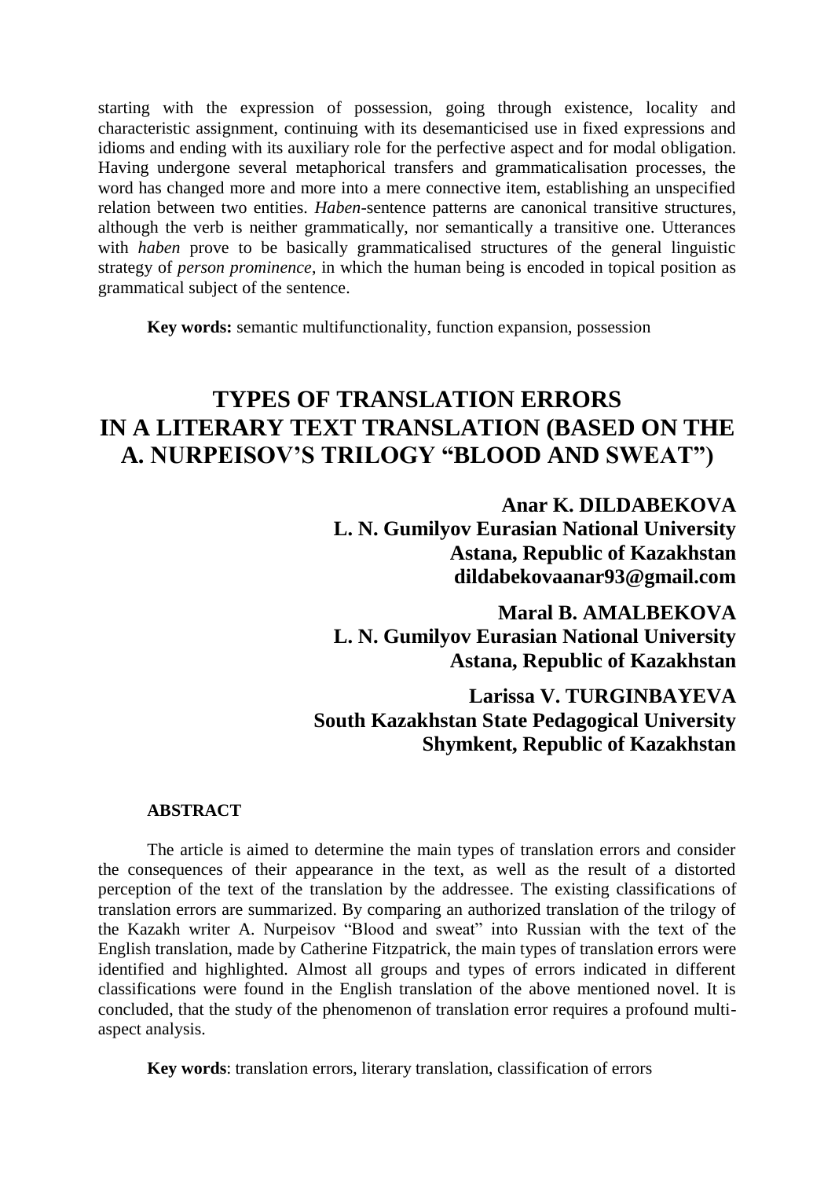starting with the expression of possession, going through existence, locality and characteristic assignment, continuing with its desemanticised use in fixed expressions and idioms and ending with its auxiliary role for the perfective aspect and for modal obligation. Having undergone several metaphorical transfers and grammaticalisation processes, the word has changed more and more into a mere connective item, establishing an unspecified relation between two entities. *Haben*-sentence patterns are canonical transitive structures, although the verb is neither grammatically, nor semantically a transitive one. Utterances with *haben* prove to be basically grammaticalised structures of the general linguistic strategy of *person prominence*, in which the human being is encoded in topical position as grammatical subject of the sentence.

**Key words:** semantic multifunctionality, function expansion, possession

# TYPES OF TRANSLATION ERRORS IN A LITERARY TEXT TRANSLATION (BASED ON THE A. NURPEISOV'S TRILOGY "BLOOD AND SWEAT")

**Anar K. DILDABEKOVA**
**L. N. Gumilyov Eurasian National University**
**Astana, Republic of Kazakhstan**
**dildabekovaanar93@gmail.com**

**Maral B. AMALBEKOVA**
**L. N. Gumilyov Eurasian National University**
**Astana, Republic of Kazakhstan**

**Larissa V. TURGINBAYEVA**
**South Kazakhstan State Pedagogical University**
**Shymkent, Republic of Kazakhstan**

**ABSTRACT**

The article is aimed to determine the main types of translation errors and consider the consequences of their appearance in the text, as well as the result of a distorted perception of the text of the translation by the addressee. The existing classifications of translation errors are summarized. By comparing an authorized translation of the trilogy of the Kazakh writer A. Nurpeisov "Blood and sweat" into Russian with the text of the English translation, made by Catherine Fitzpatrick, the main types of translation errors were identified and highlighted. Almost all groups and types of errors indicated in different classifications were found in the English translation of the above mentioned novel. It is concluded, that the study of the phenomenon of translation error requires a profound multi-aspect analysis.

**Key words**: translation errors, literary translation, classification of errors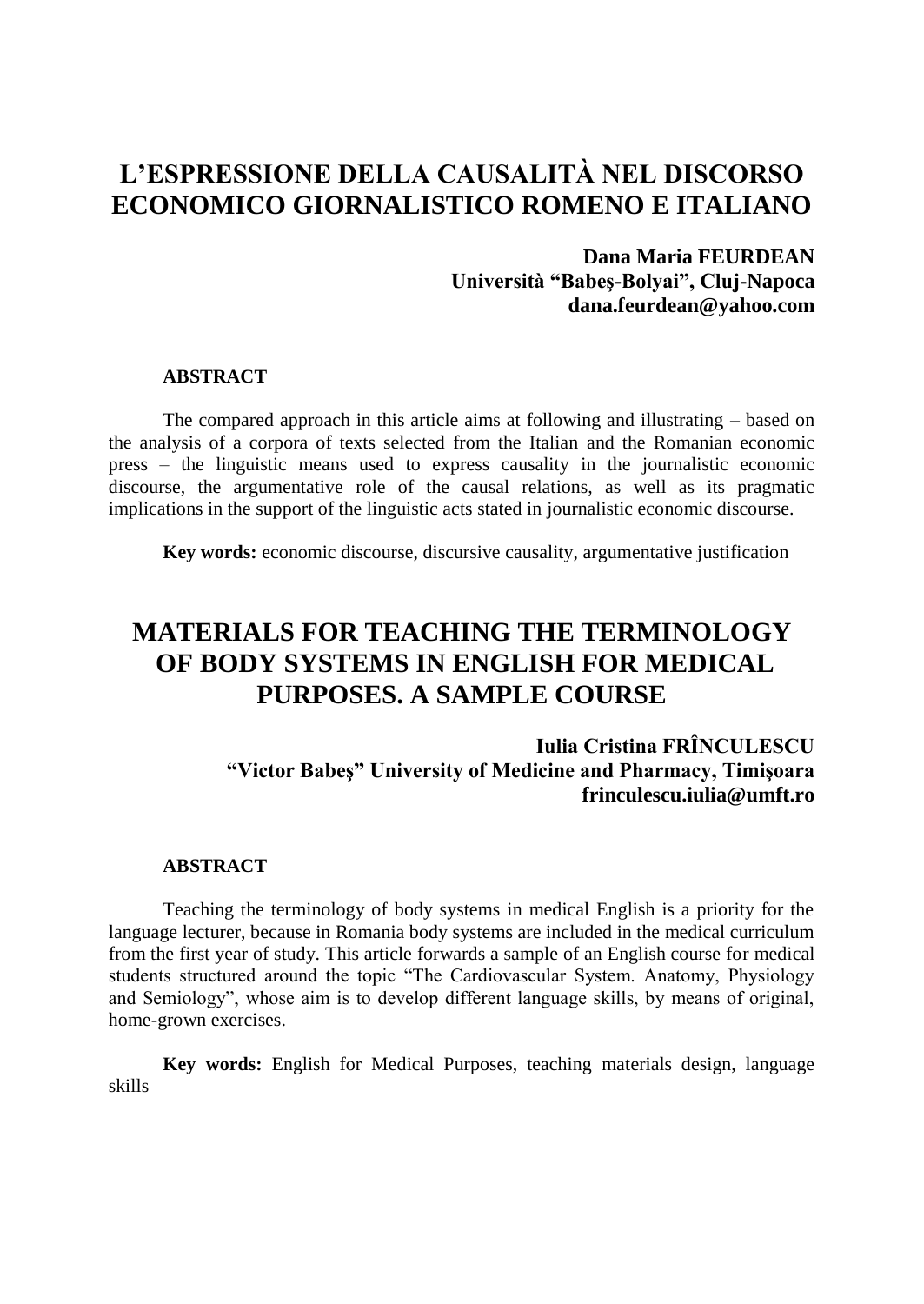# L'ESPRESSIONE DELLA CAUSALITÀ NEL DISCORSO ECONOMICO GIORNALISTICO ROMENO E ITALIANO

**Dana Maria FEURDEAN**
**Università "Babeş-Bolyai", Cluj-Napoca**
**dana.feurdean@yahoo.com**

#### ABSTRACT

The compared approach in this article aims at following and illustrating – based on the analysis of a corpora of texts selected from the Italian and the Romanian economic press – the linguistic means used to express causality in the journalistic economic discourse, the argumentative role of the causal relations, as well as its pragmatic implications in the support of the linguistic acts stated in journalistic economic discourse.

**Key words:** economic discourse, discursive causality, argumentative justification

# MATERIALS FOR TEACHING THE TERMINOLOGY OF BODY SYSTEMS IN ENGLISH FOR MEDICAL PURPOSES. A SAMPLE COURSE

**Iulia Cristina FRÎNCULESCU**
**"Victor Babeş" University of Medicine and Pharmacy, Timişoara**
**frinculescu.iulia@umft.ro**

#### ABSTRACT

Teaching the terminology of body systems in medical English is a priority for the language lecturer, because in Romania body systems are included in the medical curriculum from the first year of study. This article forwards a sample of an English course for medical students structured around the topic "The Cardiovascular System. Anatomy, Physiology and Semiology", whose aim is to develop different language skills, by means of original, home-grown exercises.

**Key words:** English for Medical Purposes, teaching materials design, language skills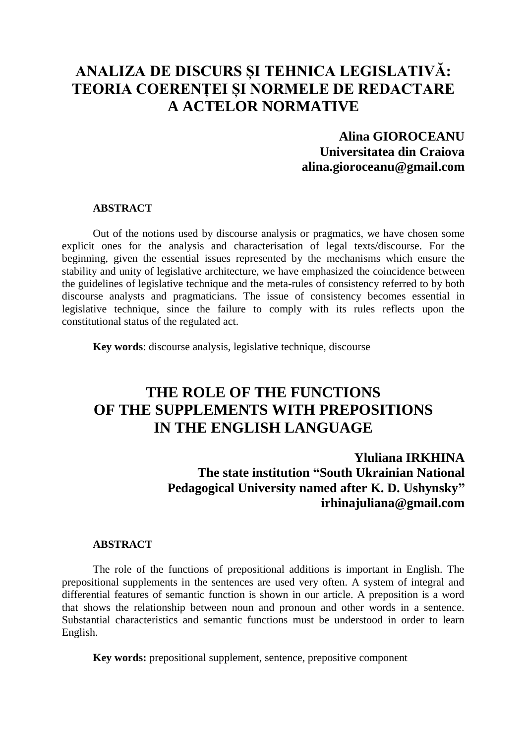# ANALIZA DE DISCURS ȘI TEHNICA LEGISLATIVĂ: TEORIA COERENȚEI ȘI NORMELE DE REDACTARE A ACTELOR NORMATIVE

**Alina GIOROCEANU**
**Universitatea din Craiova**
**alina.gioroceanu@gmail.com**

**ABSTRACT**

Out of the notions used by discourse analysis or pragmatics, we have chosen some explicit ones for the analysis and characterisation of legal texts/discourse. For the beginning, given the essential issues represented by the mechanisms which ensure the stability and unity of legislative architecture, we have emphasized the coincidence between the guidelines of legislative technique and the meta-rules of consistency referred to by both discourse analysts and pragmaticians. The issue of consistency becomes essential in legislative technique, since the failure to comply with its rules reflects upon the constitutional status of the regulated act.

**Key words**: discourse analysis, legislative technique, discourse

# THE ROLE OF THE FUNCTIONS OF THE SUPPLEMENTS WITH PREPOSITIONS IN THE ENGLISH LANGUAGE

**Yluliana IRKHINA**
**The state institution "South Ukrainian National Pedagogical University named after K. D. Ushynsky"**
**irhinajuliana@gmail.com**

**ABSTRACT**

The role of the functions of prepositional additions is important in English. The prepositional supplements in the sentences are used very often. A system of integral and differential features of semantic function is shown in our article. A preposition is a word that shows the relationship between noun and pronoun and other words in a sentence. Substantial characteristics and semantic functions must be understood in order to learn English.

**Key words:** prepositional supplement, sentence, prepositive component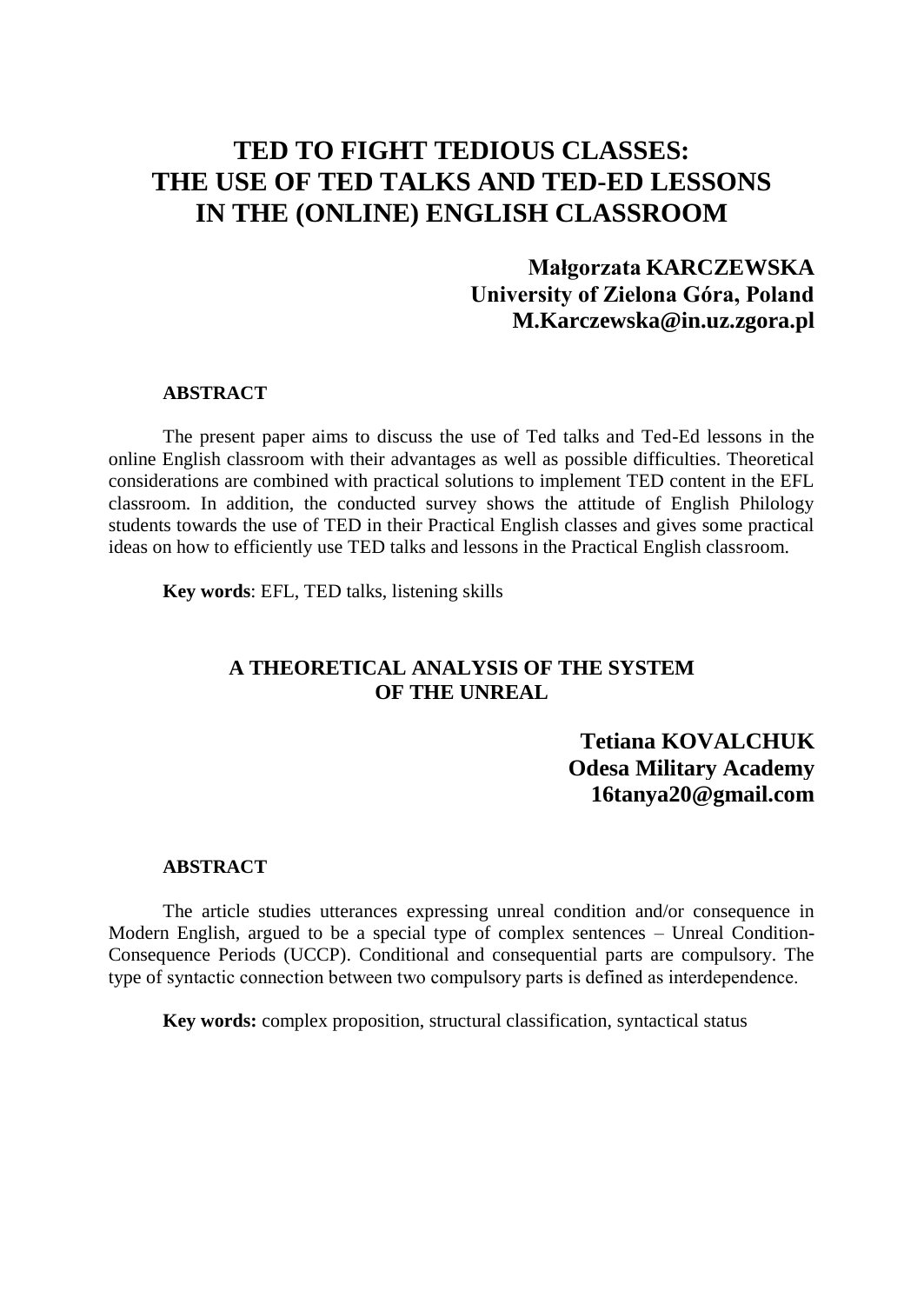# TED TO FIGHT TEDIOUS CLASSES: THE USE OF TED TALKS AND TED-ED LESSONS IN THE (ONLINE) ENGLISH CLASSROOM

**Małgorzata KARCZEWSKA**
**University of Zielona Góra, Poland**
**M.Karczewska@in.uz.zgora.pl**

### ABSTRACT

The present paper aims to discuss the use of Ted talks and Ted-Ed lessons in the online English classroom with their advantages as well as possible difficulties. Theoretical considerations are combined with practical solutions to implement TED content in the EFL classroom. In addition, the conducted survey shows the attitude of English Philology students towards the use of TED in their Practical English classes and gives some practical ideas on how to efficiently use TED talks and lessons in the Practical English classroom.

**Key words**: EFL, TED talks, listening skills

## A THEORETICAL ANALYSIS OF THE SYSTEM OF THE UNREAL

**Tetiana KOVALCHUK**
**Odesa Military Academy**
**16tanya20@gmail.com**

### ABSTRACT

The article studies utterances expressing unreal condition and/or consequence in Modern English, argued to be a special type of complex sentences – Unreal Condition-Consequence Periods (UCCP). Conditional and consequential parts are compulsory. The type of syntactic connection between two compulsory parts is defined as interdependence.

**Key words:** complex proposition, structural classification, syntactical status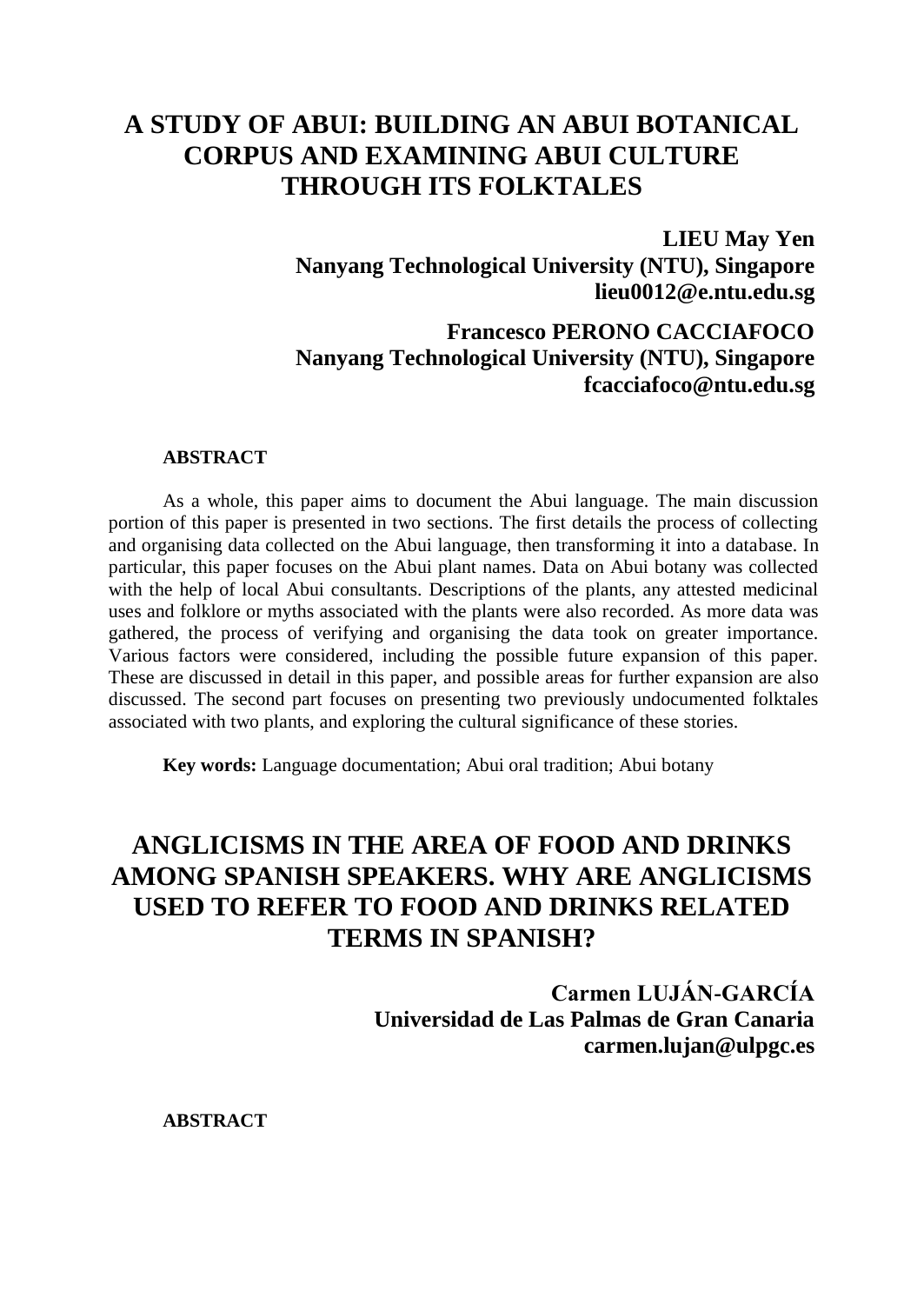# A STUDY OF ABUI: BUILDING AN ABUI BOTANICAL CORPUS AND EXAMINING ABUI CULTURE THROUGH ITS FOLKTALES

**LIEU May Yen**
**Nanyang Technological University (NTU), Singapore**
**lieu0012@e.ntu.edu.sg**

**Francesco PERONO CACCIAFOCO**
**Nanyang Technological University (NTU), Singapore**
**fcacciafoco@ntu.edu.sg**

**ABSTRACT**

As a whole, this paper aims to document the Abui language. The main discussion portion of this paper is presented in two sections. The first details the process of collecting and organising data collected on the Abui language, then transforming it into a database. In particular, this paper focuses on the Abui plant names. Data on Abui botany was collected with the help of local Abui consultants. Descriptions of the plants, any attested medicinal uses and folklore or myths associated with the plants were also recorded. As more data was gathered, the process of verifying and organising the data took on greater importance. Various factors were considered, including the possible future expansion of this paper. These are discussed in detail in this paper, and possible areas for further expansion are also discussed. The second part focuses on presenting two previously undocumented folktales associated with two plants, and exploring the cultural significance of these stories.

**Key words:** Language documentation; Abui oral tradition; Abui botany

# ANGLICISMS IN THE AREA OF FOOD AND DRINKS AMONG SPANISH SPEAKERS. WHY ARE ANGLICISMS USED TO REFER TO FOOD AND DRINKS RELATED TERMS IN SPANISH?

**Carmen LUJÁN-GARCÍA**
**Universidad de Las Palmas de Gran Canaria**
**carmen.lujan@ulpgc.es**

**ABSTRACT**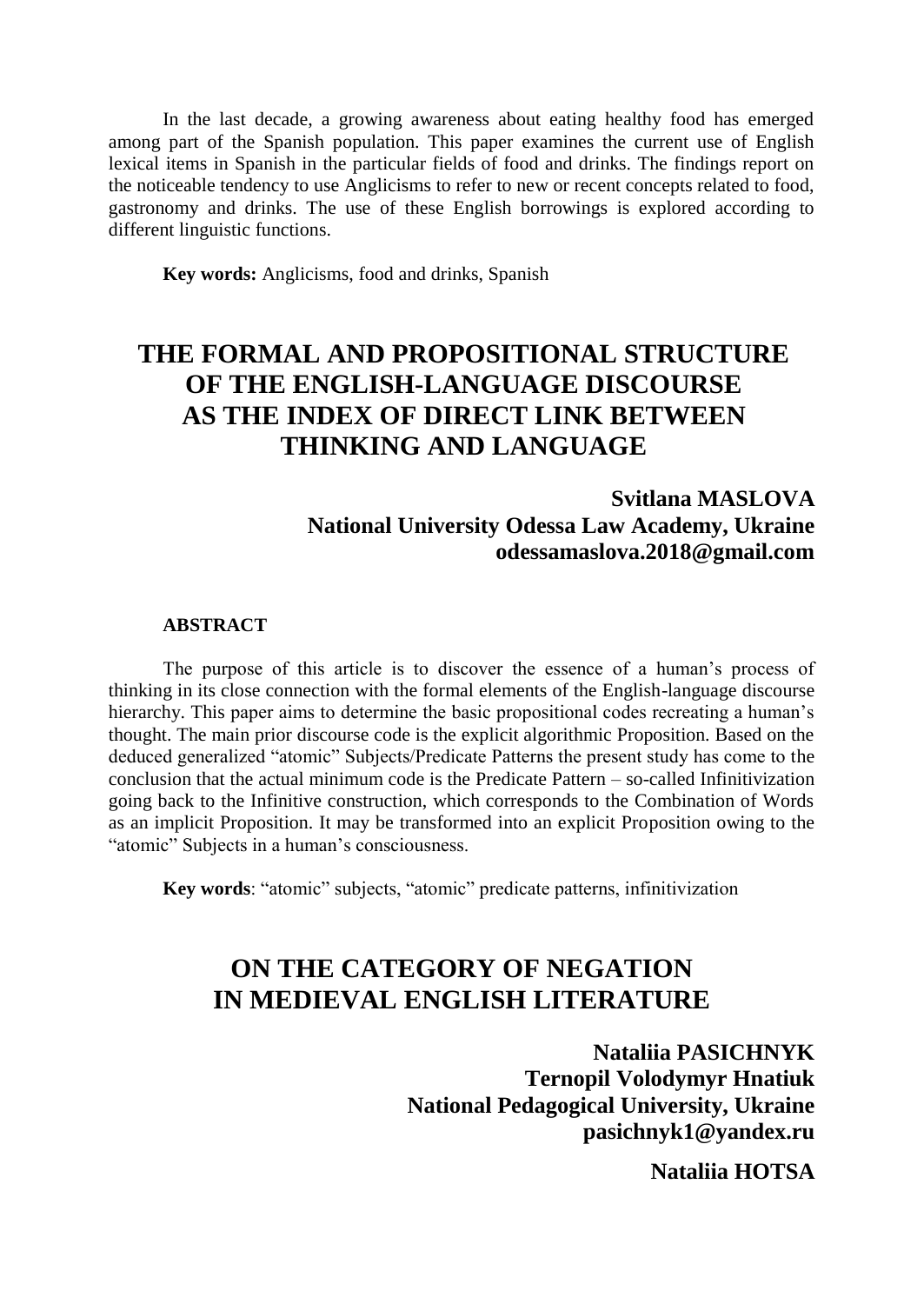In the last decade, a growing awareness about eating healthy food has emerged among part of the Spanish population. This paper examines the current use of English lexical items in Spanish in the particular fields of food and drinks. The findings report on the noticeable tendency to use Anglicisms to refer to new or recent concepts related to food, gastronomy and drinks. The use of these English borrowings is explored according to different linguistic functions.

**Key words:** Anglicisms, food and drinks, Spanish

# THE FORMAL AND PROPOSITIONAL STRUCTURE OF THE ENGLISH-LANGUAGE DISCOURSE AS THE INDEX OF DIRECT LINK BETWEEN THINKING AND LANGUAGE

**Svitlana MASLOVA**
**National University Odessa Law Academy, Ukraine**
**odessamaslova.2018@gmail.com**

**ABSTRACT**

The purpose of this article is to discover the essence of a human's process of thinking in its close connection with the formal elements of the English-language discourse hierarchy. This paper aims to determine the basic propositional codes recreating a human's thought. The main prior discourse code is the explicit algorithmic Proposition. Based on the deduced generalized "atomic" Subjects/Predicate Patterns the present study has come to the conclusion that the actual minimum code is the Predicate Pattern – so-called Infinitivization going back to the Infinitive construction, which corresponds to the Combination of Words as an implicit Proposition. It may be transformed into an explicit Proposition owing to the "atomic" Subjects in a human's consciousness.

**Key words**: "atomic" subjects, "atomic" predicate patterns, infinitivization

# ON THE CATEGORY OF NEGATION IN MEDIEVAL ENGLISH LITERATURE

**Nataliia PASICHNYK**
**Ternopil Volodymyr Hnatiuk**
**National Pedagogical University, Ukraine**
**pasichnyk1@yandex.ru**

**Nataliia HOTSA**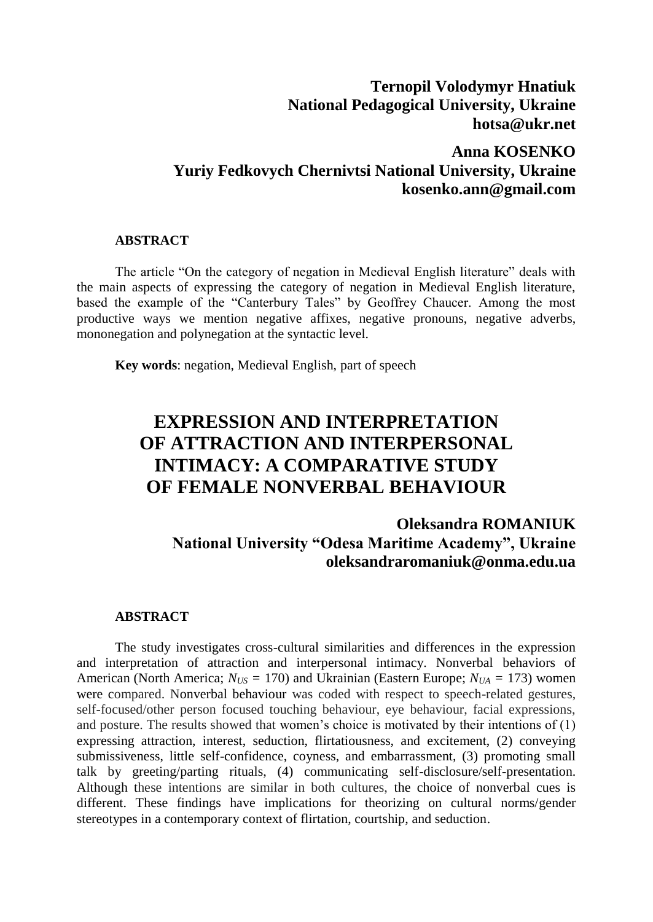**Ternopil Volodymyr Hnatiuk National Pedagogical University, Ukraine**
**hotsa@ukr.net**

**Anna KOSENKO**
**Yuriy Fedkovych Chernivtsi National University, Ukraine**
**kosenko.ann@gmail.com**

**ABSTRACT**

The article "On the category of negation in Medieval English literature" deals with the main aspects of expressing the category of negation in Medieval English literature, based the example of the "Canterbury Tales" by Geoffrey Chaucer. Among the most productive ways we mention negative affixes, negative pronouns, negative adverbs, mononegation and polynegation at the syntactic level.

**Key words**: negation, Medieval English, part of speech

# EXPRESSION AND INTERPRETATION OF ATTRACTION AND INTERPERSONAL INTIMACY: A COMPARATIVE STUDY OF FEMALE NONVERBAL BEHAVIOUR

**Oleksandra ROMANIUK**
**National University "Odesa Maritime Academy", Ukraine**
**oleksandraromaniuk@onma.edu.ua**

**ABSTRACT**

The study investigates cross-cultural similarities and differences in the expression and interpretation of attraction and interpersonal intimacy. Nonverbal behaviors of American (North America; $N_{US} = 170$) and Ukrainian (Eastern Europe; $N_{UA} = 173$) women were compared. Nonverbal behaviour was coded with respect to speech-related gestures, self-focused/other person focused touching behaviour, eye behaviour, facial expressions, and posture. The results showed that women's choice is motivated by their intentions of (1) expressing attraction, interest, seduction, flirtatiousness, and excitement, (2) conveying submissiveness, little self-confidence, coyness, and embarrassment, (3) promoting small talk by greeting/parting rituals, (4) communicating self-disclosure/self-presentation. Although these intentions are similar in both cultures, the choice of nonverbal cues is different. These findings have implications for theorizing on cultural norms/gender stereotypes in a contemporary context of flirtation, courtship, and seduction.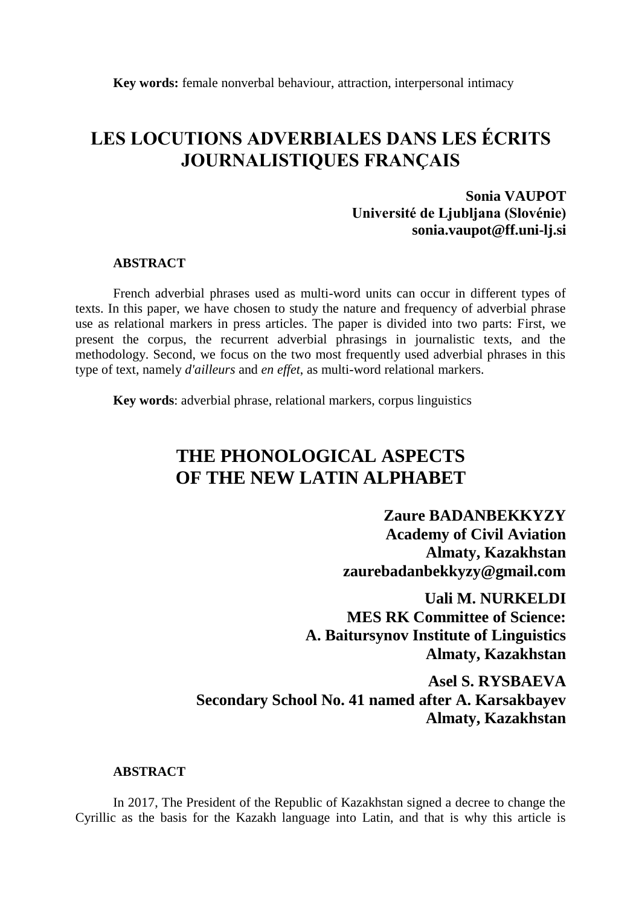**Key words:** female nonverbal behaviour, attraction, interpersonal intimacy

# LES LOCUTIONS ADVERBIALES DANS LES ÉCRITS JOURNALISTIQUES FRANÇAIS

**Sonia VAUPOT**
**Université de Ljubljana (Slovénie)**
**sonia.vaupot@ff.uni-lj.si**

**ABSTRACT**

French adverbial phrases used as multi-word units can occur in different types of texts. In this paper, we have chosen to study the nature and frequency of adverbial phrase use as relational markers in press articles. The paper is divided into two parts: First, we present the corpus, the recurrent adverbial phrasings in journalistic texts, and the methodology. Second, we focus on the two most frequently used adverbial phrases in this type of text, namely *d'ailleurs* and *en effet*, as multi-word relational markers.

**Key words**: adverbial phrase, relational markers, corpus linguistics

# THE PHONOLOGICAL ASPECTS OF THE NEW LATIN ALPHABET

**Zaure BADANBEKKYZY**
**Academy of Civil Aviation**
**Almaty, Kazakhstan**
**zaurebadanbekkyzy@gmail.com**

**Uali M. NURKELDI**
**MES RK Committee of Science:**
**A. Baitursynov Institute of Linguistics**
**Almaty, Kazakhstan**

**Asel S. RYSBAEVA**
**Secondary School No. 41 named after A. Karsakbayev**
**Almaty, Kazakhstan**

**ABSTRACT**

In 2017, The President of the Republic of Kazakhstan signed a decree to change the Cyrillic as the basis for the Kazakh language into Latin, and that is why this article is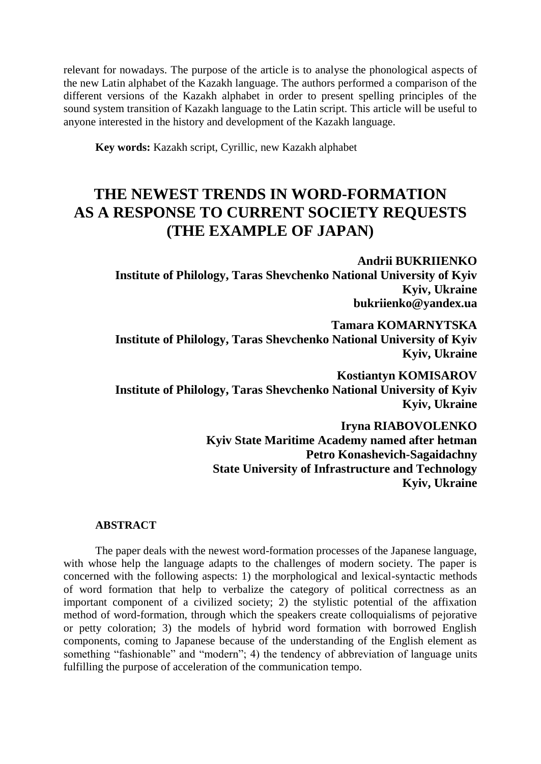relevant for nowadays. The purpose of the article is to analyse the phonological aspects of the new Latin alphabet of the Kazakh language. The authors performed a comparison of the different versions of the Kazakh alphabet in order to present spelling principles of the sound system transition of Kazakh language to the Latin script. This article will be useful to anyone interested in the history and development of the Kazakh language.

**Key words:** Kazakh script, Cyrillic, new Kazakh alphabet

# THE NEWEST TRENDS IN WORD-FORMATION AS A RESPONSE TO CURRENT SOCIETY REQUESTS (THE EXAMPLE OF JAPAN)

**Andrii BUKRIIENKO**
**Institute of Philology, Taras Shevchenko National University of Kyiv**
**Kyiv, Ukraine**
**bukriienko@yandex.ua**

**Tamara KOMARNYTSKA**
**Institute of Philology, Taras Shevchenko National University of Kyiv**
**Kyiv, Ukraine**

**Kostiantyn KOMISAROV**
**Institute of Philology, Taras Shevchenko National University of Kyiv**
**Kyiv, Ukraine**

**Iryna RIABOVOLENKO**
**Kyiv State Maritime Academy named after hetman**
**Petro Konashevich-Sagaidachny**
**State University of Infrastructure and Technology**
**Kyiv, Ukraine**

## ABSTRACT

The paper deals with the newest word-formation processes of the Japanese language, with whose help the language adapts to the challenges of modern society. The paper is concerned with the following aspects: 1) the morphological and lexical-syntactic methods of word formation that help to verbalize the category of political correctness as an important component of a civilized society; 2) the stylistic potential of the affixation method of word-formation, through which the speakers create colloquialisms of pejorative or petty coloration; 3) the models of hybrid word formation with borrowed English components, coming to Japanese because of the understanding of the English element as something "fashionable" and "modern"; 4) the tendency of abbreviation of language units fulfilling the purpose of acceleration of the communication tempo.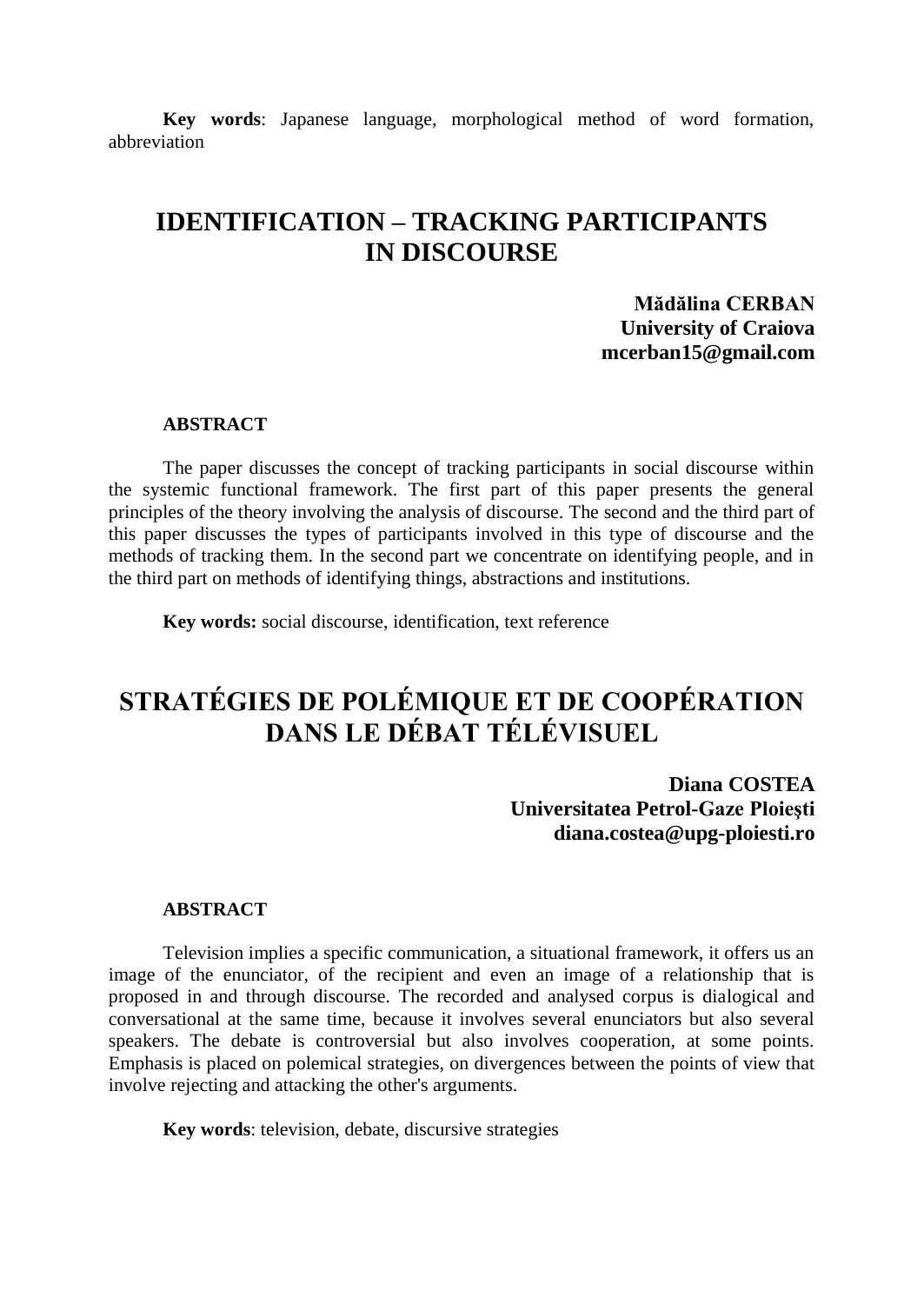**Key words**: Japanese language, morphological method of word formation, abbreviation

# IDENTIFICATION – TRACKING PARTICIPANTS IN DISCOURSE

**Mădălina CERBAN**
**University of Craiova**
**mcerban15@gmail.com**

**ABSTRACT**

The paper discusses the concept of tracking participants in social discourse within the systemic functional framework. The first part of this paper presents the general principles of the theory involving the analysis of discourse. The second and the third part of this paper discusses the types of participants involved in this type of discourse and the methods of tracking them. In the second part we concentrate on identifying people, and in the third part on methods of identifying things, abstractions and institutions.

**Key words:** social discourse, identification, text reference

# STRATÉGIES DE POLÉMIQUE ET DE COOPÉRATION DANS LE DÉBAT TÉLÉVISUEL

**Diana COSTEA**
**Universitatea Petrol-Gaze Ploieşti**
**diana.costea@upg-ploiesti.ro**

**ABSTRACT**

Television implies a specific communication, a situational framework, it offers us an image of the enunciator, of the recipient and even an image of a relationship that is proposed in and through discourse. The recorded and analysed corpus is dialogical and conversational at the same time, because it involves several enunciators but also several speakers. The debate is controversial but also involves cooperation, at some points. Emphasis is placed on polemical strategies, on divergences between the points of view that involve rejecting and attacking the other's arguments.

**Key words**: television, debate, discursive strategies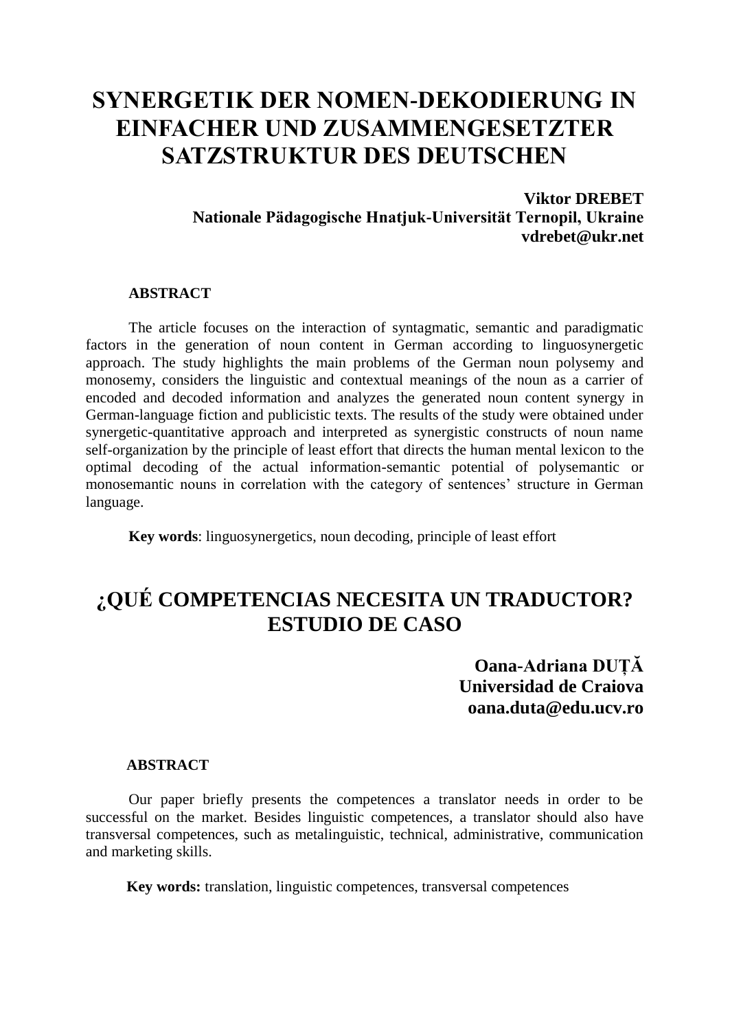# SYNERGETIK DER NOMEN-DEKODIERUNG IN EINFACHER UND ZUSAMMENGESETZTER SATZSTRUKTUR DES DEUTSCHEN

**Viktor DREBET**
**Nationale Pädagogische Hnatjuk-Universität Ternopil, Ukraine**
**vdrebet@ukr.net**

**ABSTRACT**

The article focuses on the interaction of syntagmatic, semantic and paradigmatic factors in the generation of noun content in German according to linguosynergetic approach. The study highlights the main problems of the German noun polysemy and monosemy, considers the linguistic and contextual meanings of the noun as a carrier of encoded and decoded information and analyzes the generated noun content synergy in German-language fiction and publicistic texts. The results of the study were obtained under synergetic-quantitative approach and interpreted as synergistic constructs of noun name self-organization by the principle of least effort that directs the human mental lexicon to the optimal decoding of the actual information-semantic potential of polysemantic or monosemantic nouns in correlation with the category of sentences' structure in German language.

**Key words**: linguosynergetics, noun decoding, principle of least effort

# ¿QUÉ COMPETENCIAS NECESITA UN TRADUCTOR? ESTUDIO DE CASO

**Oana-Adriana DUȚĂ**
**Universidad de Craiova**
**oana.duta@edu.ucv.ro**

**ABSTRACT**

Our paper briefly presents the competences a translator needs in order to be successful on the market. Besides linguistic competences, a translator should also have transversal competences, such as metalinguistic, technical, administrative, communication and marketing skills.

**Key words:** translation, linguistic competences, transversal competences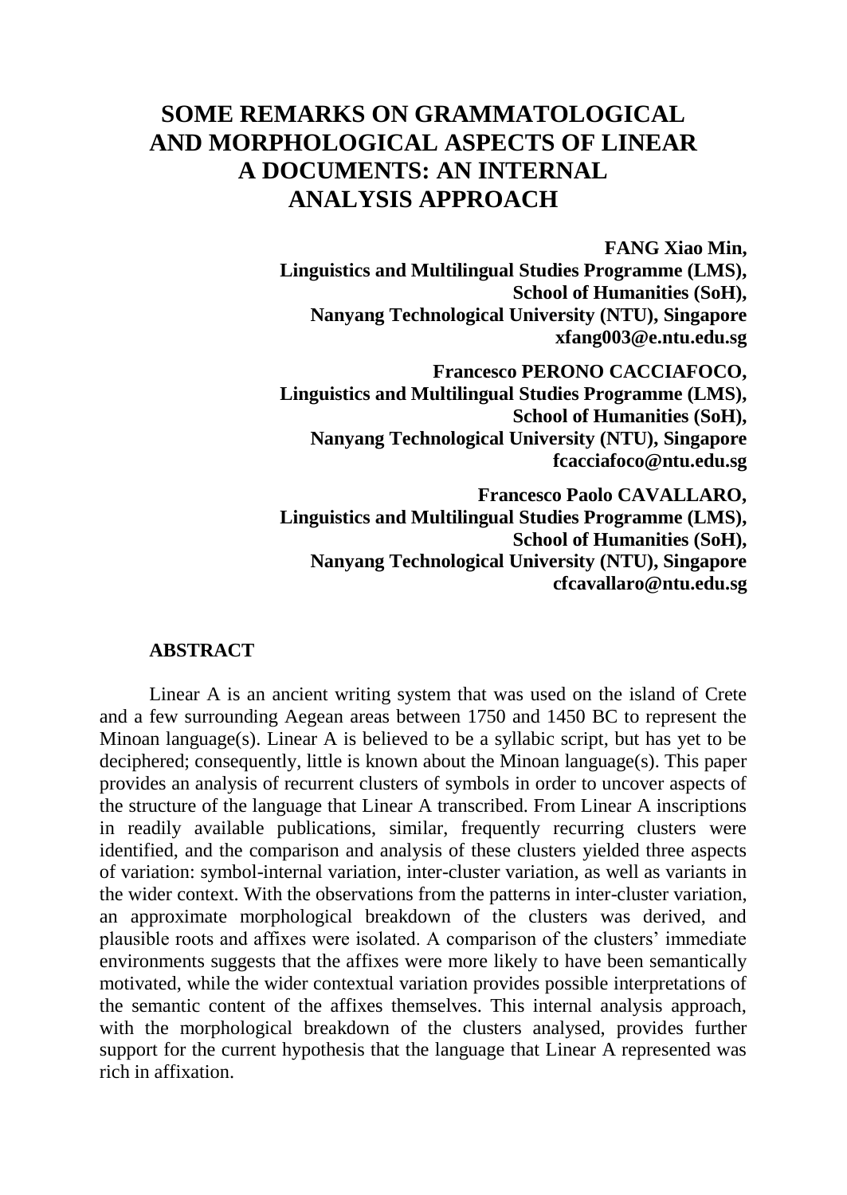# SOME REMARKS ON GRAMMATOLOGICAL AND MORPHOLOGICAL ASPECTS OF LINEAR A DOCUMENTS: AN INTERNAL ANALYSIS APPROACH

**FANG Xiao Min,**
**Linguistics and Multilingual Studies Programme (LMS),**
**School of Humanities (SoH),**
**Nanyang Technological University (NTU), Singapore**
**xfang003@e.ntu.edu.sg**

**Francesco PERONO CACCIAFOCO,**
**Linguistics and Multilingual Studies Programme (LMS),**
**School of Humanities (SoH),**
**Nanyang Technological University (NTU), Singapore**
**fcacciafoco@ntu.edu.sg**

**Francesco Paolo CAVALLARO,**
**Linguistics and Multilingual Studies Programme (LMS),**
**School of Humanities (SoH),**
**Nanyang Technological University (NTU), Singapore**
**cfcavallaro@ntu.edu.sg**

## ABSTRACT

Linear A is an ancient writing system that was used on the island of Crete and a few surrounding Aegean areas between 1750 and 1450 BC to represent the Minoan language(s). Linear A is believed to be a syllabic script, but has yet to be deciphered; consequently, little is known about the Minoan language(s). This paper provides an analysis of recurrent clusters of symbols in order to uncover aspects of the structure of the language that Linear A transcribed. From Linear A inscriptions in readily available publications, similar, frequently recurring clusters were identified, and the comparison and analysis of these clusters yielded three aspects of variation: symbol-internal variation, inter-cluster variation, as well as variants in the wider context. With the observations from the patterns in inter-cluster variation, an approximate morphological breakdown of the clusters was derived, and plausible roots and affixes were isolated. A comparison of the clusters' immediate environments suggests that the affixes were more likely to have been semantically motivated, while the wider contextual variation provides possible interpretations of the semantic content of the affixes themselves. This internal analysis approach, with the morphological breakdown of the clusters analysed, provides further support for the current hypothesis that the language that Linear A represented was rich in affixation.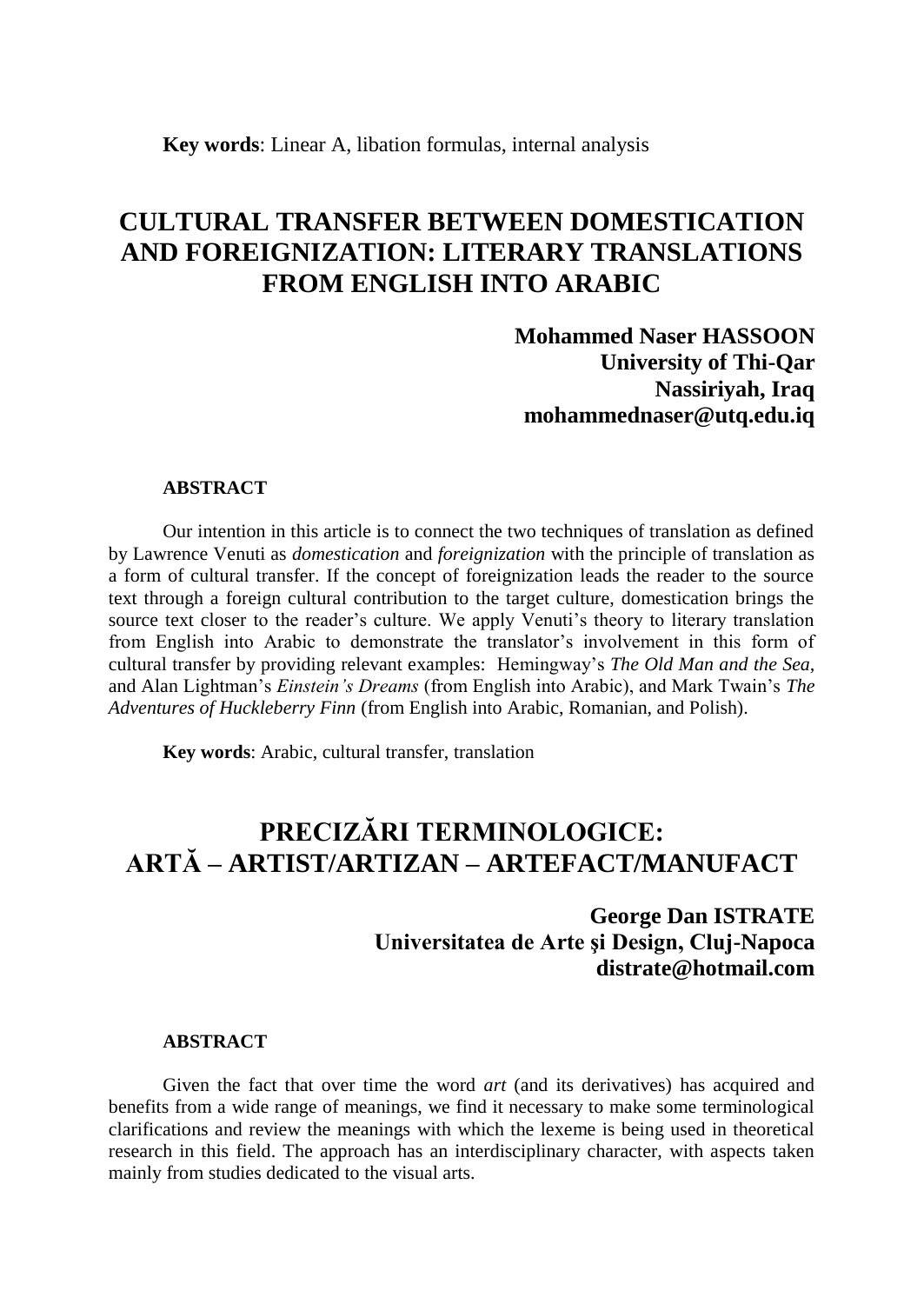**Key words**: Linear A, libation formulas, internal analysis

# CULTURAL TRANSFER BETWEEN DOMESTICATION AND FOREIGNIZATION: LITERARY TRANSLATIONS FROM ENGLISH INTO ARABIC

**Mohammed Naser HASSOON**
**University of Thi-Qar**
**Nassiriyah, Iraq**
**mohammednaser@utq.edu.iq**

#### ABSTRACT

Our intention in this article is to connect the two techniques of translation as defined by Lawrence Venuti as *domestication* and *foreignization* with the principle of translation as a form of cultural transfer. If the concept of foreignization leads the reader to the source text through a foreign cultural contribution to the target culture, domestication brings the source text closer to the reader's culture. We apply Venuti's theory to literary translation from English into Arabic to demonstrate the translator's involvement in this form of cultural transfer by providing relevant examples: Hemingway's *The Old Man and the Sea*, and Alan Lightman's *Einstein's Dreams* (from English into Arabic), and Mark Twain's *The Adventures of Huckleberry Finn* (from English into Arabic, Romanian, and Polish).

**Key words**: Arabic, cultural transfer, translation

# PRECIZĂRI TERMINOLOGICE: ARTĂ – ARTIST/ARTIZAN – ARTEFACT/MANUFACT

**George Dan ISTRATE**
**Universitatea de Arte şi Design, Cluj-Napoca**
**distrate@hotmail.com**

#### ABSTRACT

Given the fact that over time the word *art* (and its derivatives) has acquired and benefits from a wide range of meanings, we find it necessary to make some terminological clarifications and review the meanings with which the lexeme is being used in theoretical research in this field. The approach has an interdisciplinary character, with aspects taken mainly from studies dedicated to the visual arts.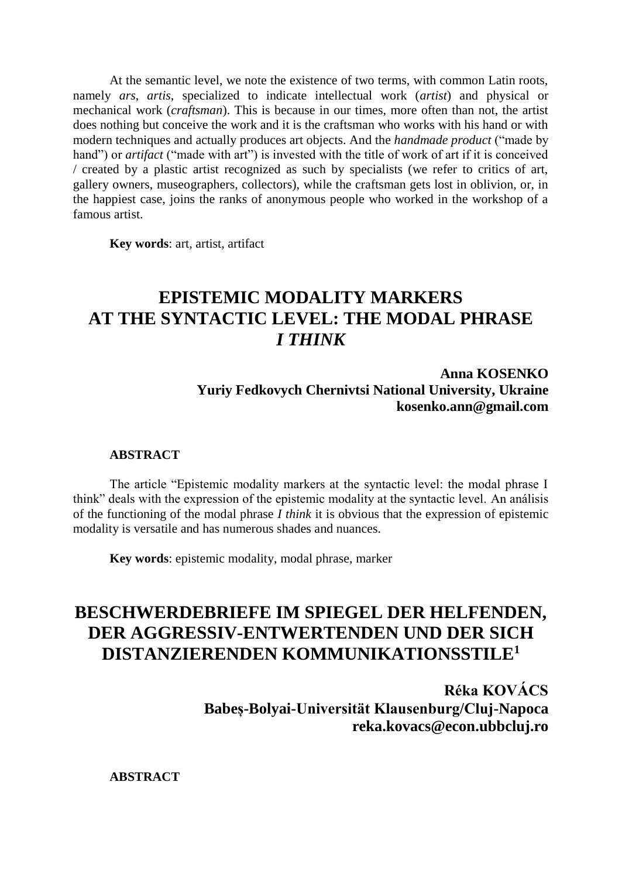At the semantic level, we note the existence of two terms, with common Latin roots, namely *ars*, *artis*, specialized to indicate intellectual work (*artist*) and physical or mechanical work (*craftsman*). This is because in our times, more often than not, the artist does nothing but conceive the work and it is the craftsman who works with his hand or with modern techniques and actually produces art objects. And the *handmade product* ("made by hand") or *artifact* ("made with art") is invested with the title of work of art if it is conceived / created by a plastic artist recognized as such by specialists (we refer to critics of art, gallery owners, museographers, collectors), while the craftsman gets lost in oblivion, or, in the happiest case, joins the ranks of anonymous people who worked in the workshop of a famous artist.

**Key words**: art, artist, artifact

## EPISTEMIC MODALITY MARKERS AT THE SYNTACTIC LEVEL: THE MODAL PHRASE *I THINK*

**Anna KOSENKO**
**Yuriy Fedkovych Chernivtsi National University, Ukraine**
**kosenko.ann@gmail.com**

**ABSTRACT**

The article "Epistemic modality markers at the syntactic level: the modal phrase I think" deals with the expression of the epistemic modality at the syntactic level. An análisis of the functioning of the modal phrase *I think* it is obvious that the expression of epistemic modality is versatile and has numerous shades and nuances.

**Key words**: epistemic modality, modal phrase, marker

## BESCHWERDEBRIEFE IM SPIEGEL DER HELFENDEN, DER AGGRESSIV-ENTWERTENDEN UND DER SICH DISTANZIERENDEN KOMMUNIKATIONSSTILE[1]

**Réka KOVÁCS**
**Babeș-Bolyai-Universität Klausenburg/Cluj-Napoca**
**reka.kovacs@econ.ubbcluj.ro**

**ABSTRACT**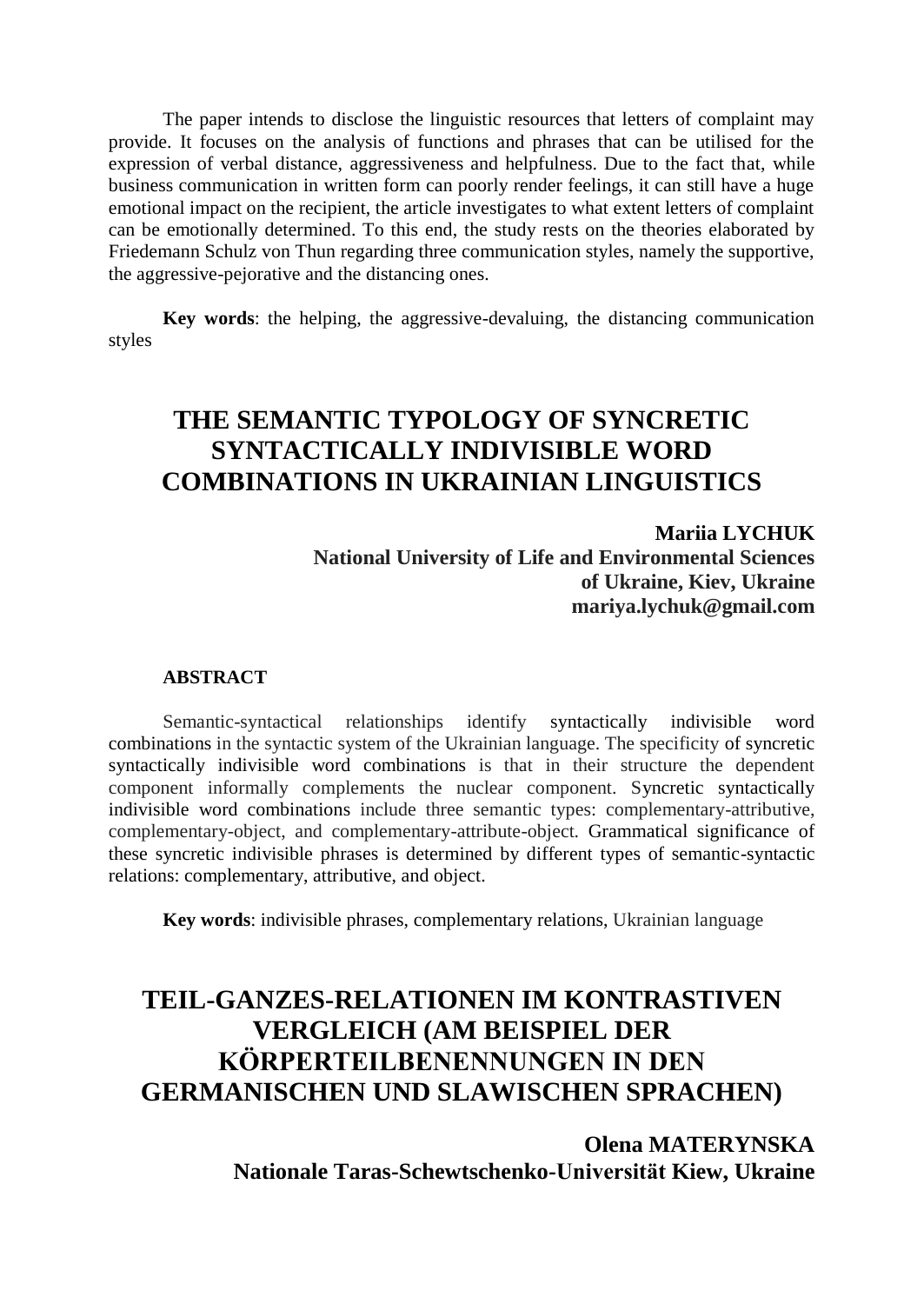The paper intends to disclose the linguistic resources that letters of complaint may provide. It focuses on the analysis of functions and phrases that can be utilised for the expression of verbal distance, aggressiveness and helpfulness. Due to the fact that, while business communication in written form can poorly render feelings, it can still have a huge emotional impact on the recipient, the article investigates to what extent letters of complaint can be emotionally determined. To this end, the study rests on the theories elaborated by Friedemann Schulz von Thun regarding three communication styles, namely the supportive, the aggressive-pejorative and the distancing ones.

**Key words**: the helping, the aggressive-devaluing, the distancing communication styles

# THE SEMANTIC TYPOLOGY OF SYNCRETIC SYNTACTICALLY INDIVISIBLE WORD COMBINATIONS IN UKRAINIAN LINGUISTICS

**Mariia LYCHUK**
**National University of Life and Environmental Sciences of Ukraine, Kiev, Ukraine**
**mariya.lychuk@gmail.com**

**ABSTRACT**

Semantic-syntactical relationships identify syntactically indivisible word combinations in the syntactic system of the Ukrainian language. The specificity of syncretic syntactically indivisible word combinations is that in their structure the dependent component informally complements the nuclear component. Syncretic syntactically indivisible word combinations include three semantic types: complementary-attributive, complementary-object, and complementary-attribute-object. Grammatical significance of these syncretic indivisible phrases is determined by different types of semantic-syntactic relations: complementary, attributive, and object.

**Key words**: indivisible phrases, complementary relations, Ukrainian language

# TEIL-GANZES-RELATIONEN IM KONTRASTIVEN VERGLEICH (AM BEISPIEL DER KÖRPERTEILBENENNUNGEN IN DEN GERMANISCHEN UND SLAWISCHEN SPRACHEN)

**Olena MATERYNSKA**
**Nationale Taras-Schewtschenko-Universität Kiew, Ukraine**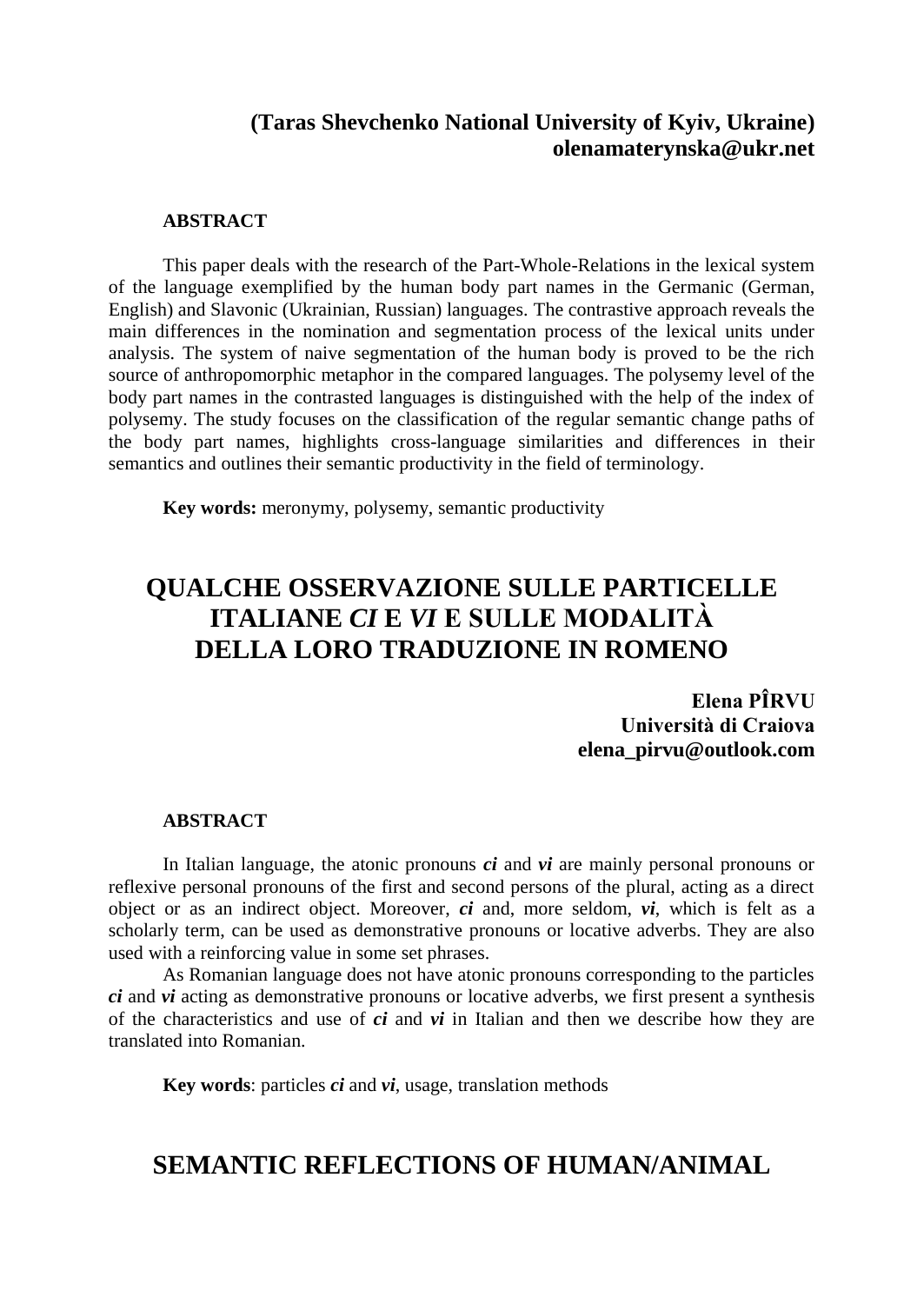**(Taras Shevchenko National University of Kyiv, Ukraine)**
**olenamaterynska@ukr.net**

**ABSTRACT**

This paper deals with the research of the Part-Whole-Relations in the lexical system of the language exemplified by the human body part names in the Germanic (German, English) and Slavonic (Ukrainian, Russian) languages. The contrastive approach reveals the main differences in the nomination and segmentation process of the lexical units under analysis. The system of naive segmentation of the human body is proved to be the rich source of anthropomorphic metaphor in the compared languages. The polysemy level of the body part names in the contrasted languages is distinguished with the help of the index of polysemy. The study focuses on the classification of the regular semantic change paths of the body part names, highlights cross-language similarities and differences in their semantics and outlines their semantic productivity in the field of terminology.

**Key words:** meronymy, polysemy, semantic productivity

## QUALCHE OSSERVAZIONE SULLE PARTICELLE ITALIANE *CI* E *VI* E SULLE MODALITÀ DELLA LORO TRADUZIONE IN ROMENO

**Elena PÎRVU**
**Università di Craiova**
**elena_pirvu@outlook.com**

**ABSTRACT**

In Italian language, the atonic pronouns ***ci*** and ***vi*** are mainly personal pronouns or reflexive personal pronouns of the first and second persons of the plural, acting as a direct object or as an indirect object. Moreover, ***ci*** and, more seldom, ***vi***, which is felt as a scholarly term, can be used as demonstrative pronouns or locative adverbs. They are also used with a reinforcing value in some set phrases.

As Romanian language does not have atonic pronouns corresponding to the particles ***ci*** and ***vi*** acting as demonstrative pronouns or locative adverbs, we first present a synthesis of the characteristics and use of ***ci*** and ***vi*** in Italian and then we describe how they are translated into Romanian.

**Key words**: particles ***ci*** and ***vi***, usage, translation methods

## SEMANTIC REFLECTIONS OF HUMAN/ANIMAL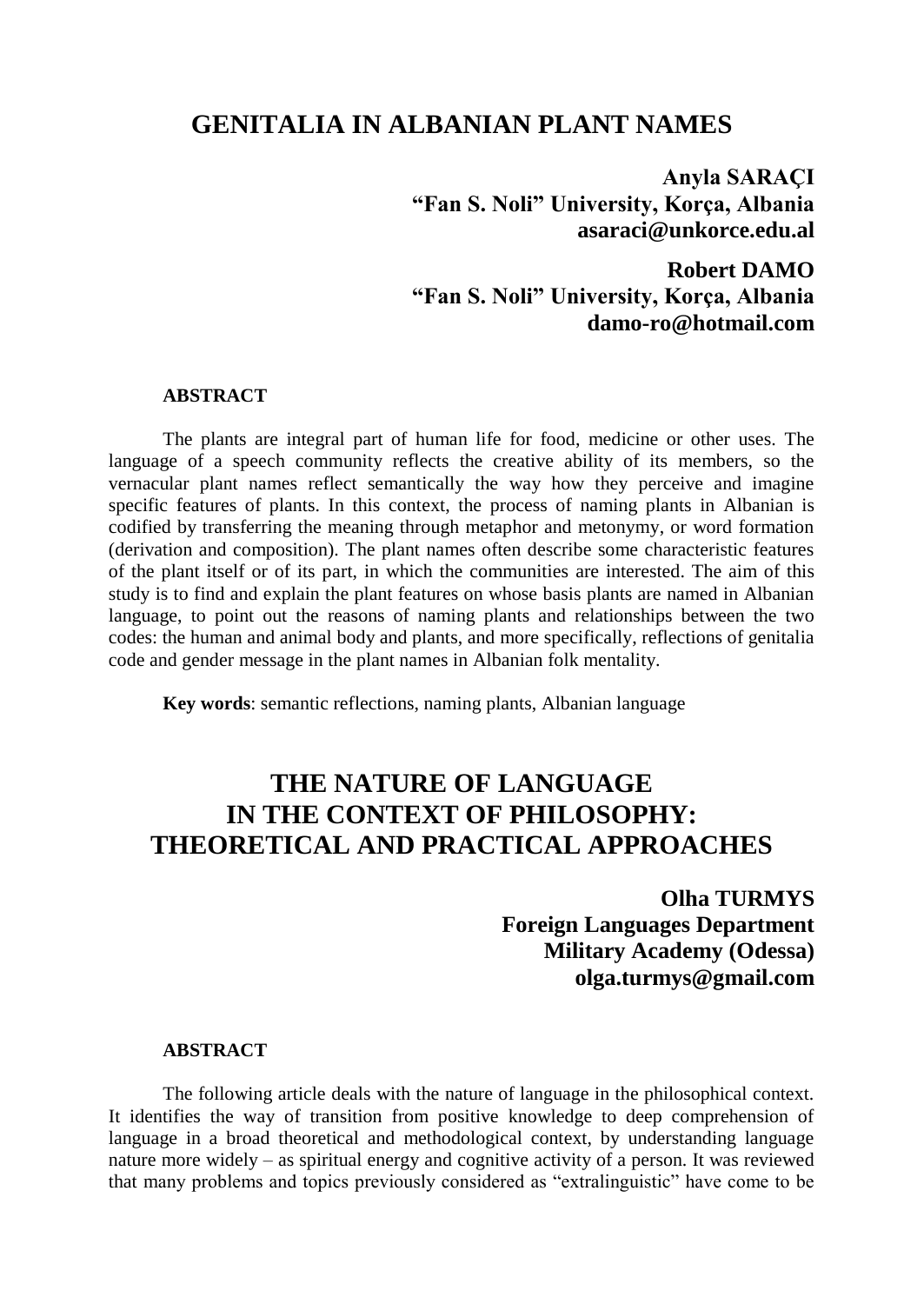# GENITALIA IN ALBANIAN PLANT NAMES

**Anyla SARAÇI**
**"Fan S. Noli" University, Korça, Albania**
**asaraci@unkorce.edu.al**

**Robert DAMO**
**"Fan S. Noli" University, Korça, Albania**
**damo-ro@hotmail.com**

#### ABSTRACT

The plants are integral part of human life for food, medicine or other uses. The language of a speech community reflects the creative ability of its members, so the vernacular plant names reflect semantically the way how they perceive and imagine specific features of plants. In this context, the process of naming plants in Albanian is codified by transferring the meaning through metaphor and metonymy, or word formation (derivation and composition). The plant names often describe some characteristic features of the plant itself or of its part, in which the communities are interested. The aim of this study is to find and explain the plant features on whose basis plants are named in Albanian language, to point out the reasons of naming plants and relationships between the two codes: the human and animal body and plants, and more specifically, reflections of genitalia code and gender message in the plant names in Albanian folk mentality.

**Key words**: semantic reflections, naming plants, Albanian language

# THE NATURE OF LANGUAGE IN THE CONTEXT OF PHILOSOPHY: THEORETICAL AND PRACTICAL APPROACHES

**Olha TURMYS**
**Foreign Languages Department**
**Military Academy (Odessa)**
**olga.turmys@gmail.com**

#### ABSTRACT

The following article deals with the nature of language in the philosophical context. It identifies the way of transition from positive knowledge to deep comprehension of language in a broad theoretical and methodological context, by understanding language nature more widely – as spiritual energy and cognitive activity of a person. It was reviewed that many problems and topics previously considered as "extralinguistic" have come to be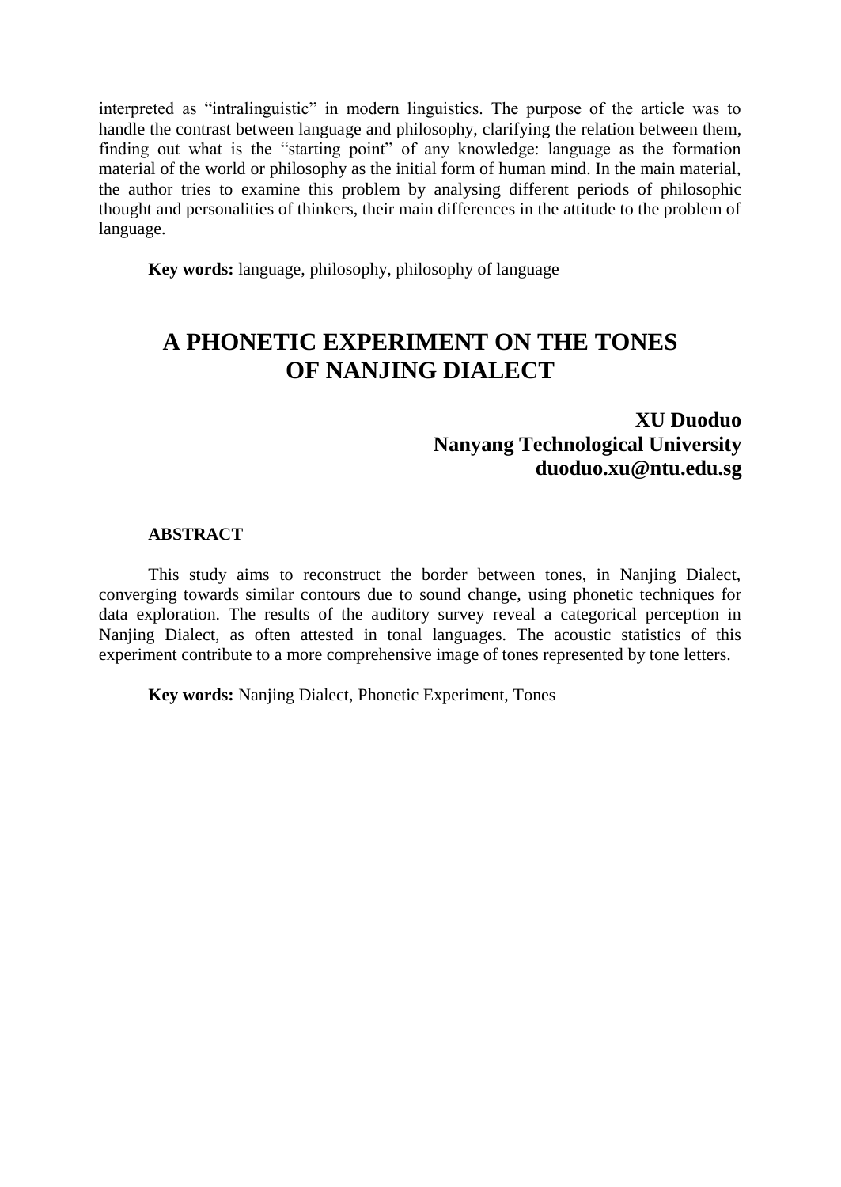interpreted as "intralinguistic" in modern linguistics. The purpose of the article was to handle the contrast between language and philosophy, clarifying the relation between them, finding out what is the "starting point" of any knowledge: language as the formation material of the world or philosophy as the initial form of human mind. In the main material, the author tries to examine this problem by analysing different periods of philosophic thought and personalities of thinkers, their main differences in the attitude to the problem of language.

**Key words:** language, philosophy, philosophy of language

# A PHONETIC EXPERIMENT ON THE TONES OF NANJING DIALECT

**XU Duoduo**
**Nanyang Technological University**
**duoduo.xu@ntu.edu.sg**

**ABSTRACT**

This study aims to reconstruct the border between tones, in Nanjing Dialect, converging towards similar contours due to sound change, using phonetic techniques for data exploration. The results of the auditory survey reveal a categorical perception in Nanjing Dialect, as often attested in tonal languages. The acoustic statistics of this experiment contribute to a more comprehensive image of tones represented by tone letters.

**Key words:** Nanjing Dialect, Phonetic Experiment, Tones